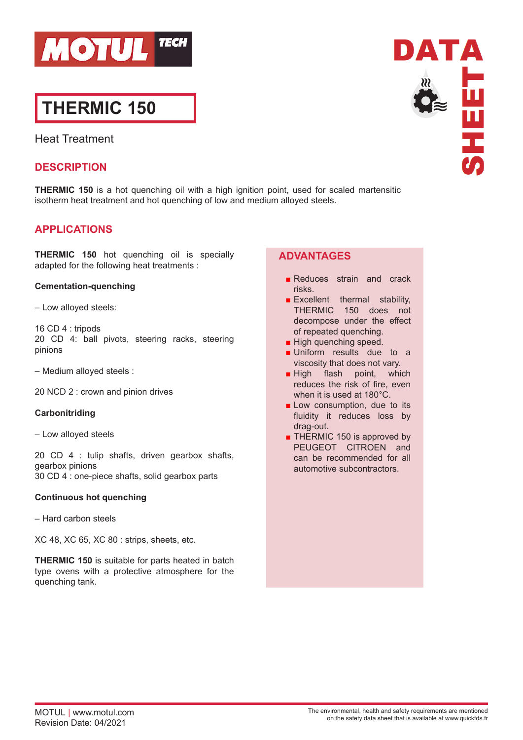MOTUL TECH

DATA SHEET

# THERMIC 150

Heat Treatment

## DESCRIPTION

**THERMIC 150** is a hot quenching oil with a high ignition point, used for scaled martensitic isotherm heat treatment and hot quenching of low and medium alloyed steels.

## APPLICATIONS

**THERMIC 150** hot quenching oil is specially adapted for the following heat treatments :

**Cementation-quenching**

– Low alloyed steels:

16 CD 4 : tripods
20 CD 4: ball pivots, steering racks, steering pinions

– Medium alloyed steels :

20 NCD 2 : crown and pinion drives

**Carbonitriding**

– Low alloyed steels

20 CD 4 : tulip shafts, driven gearbox shafts, gearbox pinions
30 CD 4 : one-piece shafts, solid gearbox parts

**Continuous hot quenching**

– Hard carbon steels

XC 48, XC 65, XC 80 : strips, sheets, etc.

**THERMIC 150** is suitable for parts heated in batch type ovens with a protective atmosphere for the quenching tank.

## ADVANTAGES

- Reduces strain and crack risks.
- Excellent thermal stability, THERMIC 150 does not decompose under the effect of repeated quenching.
- High quenching speed.
- Uniform results due to a viscosity that does not vary.
- High flash point, which reduces the risk of fire, even when it is used at 180°C.
- Low consumption, due to its fluidity it reduces loss by drag-out.
- THERMIC 150 is approved by PEUGEOT CITROEN and can be recommended for all automotive subcontractors.

MOTUL | www.motul.com
Revision Date: 04/2021

The environmental, health and safety requirements are mentioned on the safety data sheet that is available at www.quickfds.fr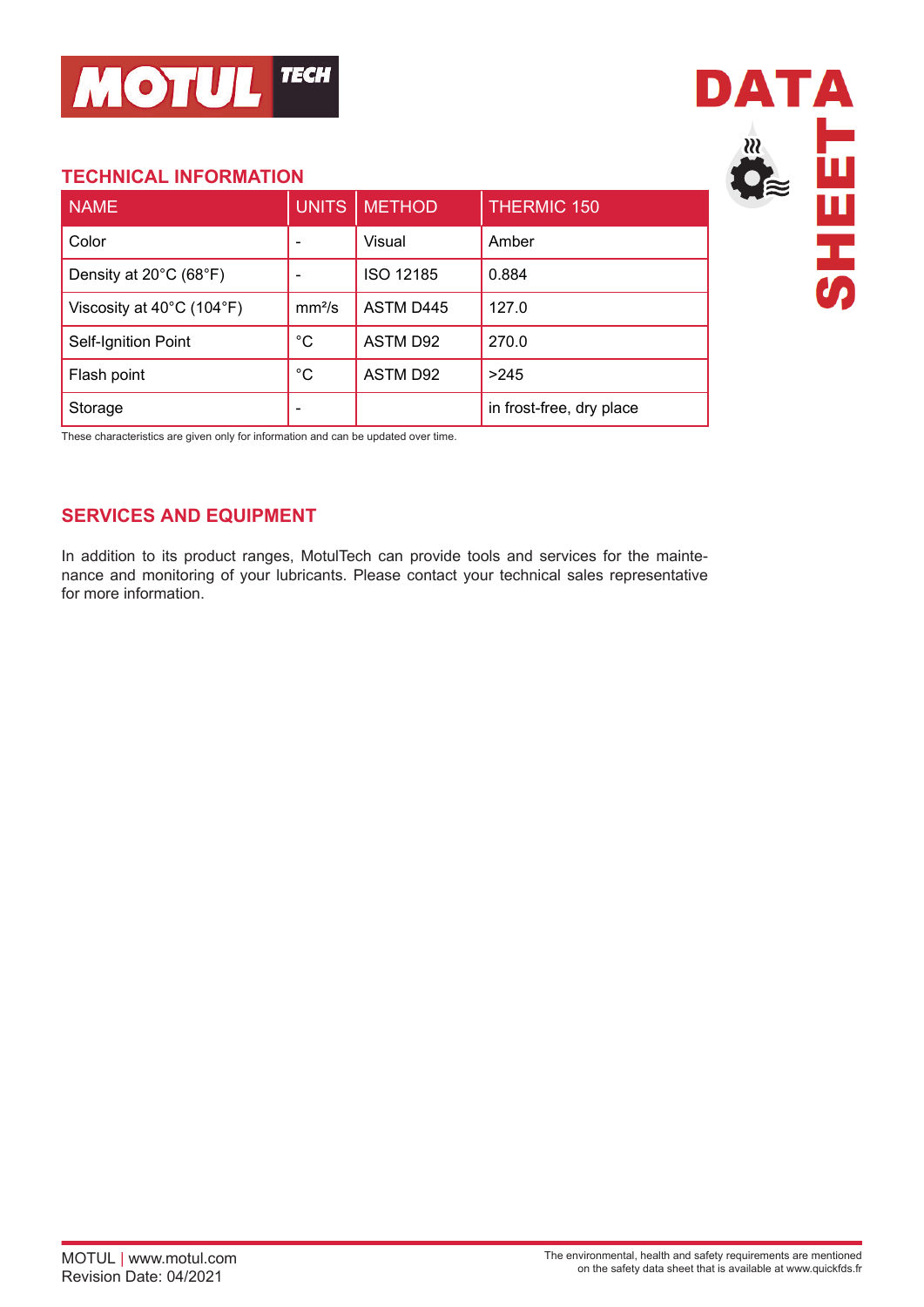## TECHNICAL INFORMATION

| NAME | UNITS | METHOD | THERMIC 150 |
|---|---|---|---|
| Color | - | Visual | Amber |
| Density at 20°C (68°F) | - | ISO 12185 | 0.884 |
| Viscosity at 40°C (104°F) | $mm^2/s$ | ASTM D445 | 127.0 |
| Self-Ignition Point | °C | ASTM D92 | 270.0 |
| Flash point | °C | ASTM D92 | >245 |
| Storage | - | | in frost-free, dry place |

These characteristics are given only for information and can be updated over time.

## SERVICES AND EQUIPMENT

In addition to its product ranges, MotulTech can provide tools and services for the maintenance and monitoring of your lubricants. Please contact your technical sales representative for more information.

MOTUL | www.motul.com
Revision Date: 04/2021

The environmental, health and safety requirements are mentioned on the safety data sheet that is available at www.quickfds.fr